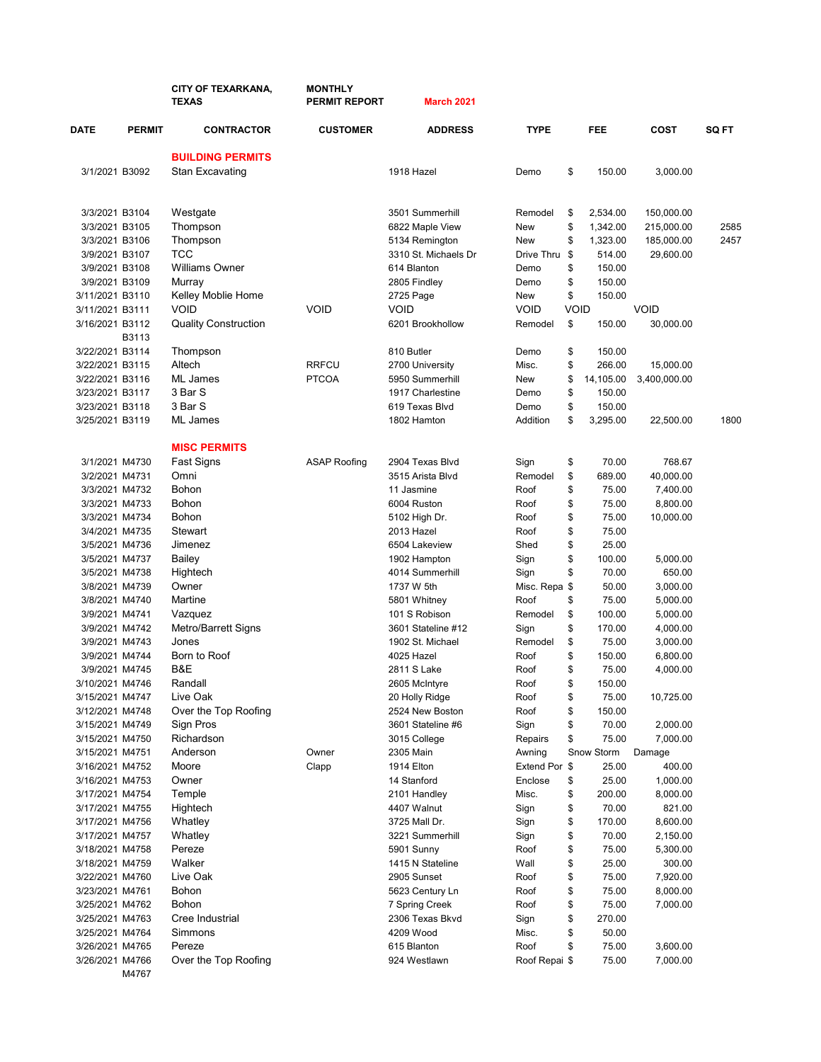| | | CITY OF TEXARKANA, TEXAS | MONTHLY PERMIT REPORT | March 2021 | | | | |
|---|---|---|---|---|---|---|---|---|
| **DATE** | **PERMIT** | **CONTRACTOR** | **CUSTOMER** | **ADDRESS** | **TYPE** | **FEE** | **COST** | **SQ FT** |
| | | **BUILDING PERMITS** | | | | | | |
| 3/1/2021 | B3092 | Stan Excavating | | 1918 Hazel | Demo | $ 150.00 | 3,000.00 | |
| 3/3/2021 | B3104 | Westgate | | 3501 Summerhill | Remodel | $ 2,534.00 | 150,000.00 | |
| 3/3/2021 | B3105 | Thompson | | 6822 Maple View | New | $ 1,342.00 | 215,000.00 | 2585 |
| 3/3/2021 | B3106 | Thompson | | 5134 Remington | New | $ 1,323.00 | 185,000.00 | 2457 |
| 3/9/2021 | B3107 | TCC | | 3310 St. Michaels Dr | Drive Thru | $ 514.00 | 29,600.00 | |
| 3/9/2021 | B3108 | Williams Owner | | 614 Blanton | Demo | $ 150.00 | | |
| 3/9/2021 | B3109 | Murray | | 2805 Findley | Demo | $ 150.00 | | |
| 3/11/2021 | B3110 | Kelley Moblie Home | | 2725 Page | New | $ 150.00 | | |
| 3/11/2021 | B3111 | VOID | VOID | VOID | VOID | VOID | VOID | |
| 3/16/2021 | B3112 | Quality Construction | | 6201 Brookhollow | Remodel | $ 150.00 | 30,000.00 | |
| | B3113 | | | | | | | |
| 3/22/2021 | B3114 | Thompson | | 810 Butler | Demo | $ 150.00 | | |
| 3/22/2021 | B3115 | Altech | RRFCU | 2700 University | Misc. | $ 266.00 | 15,000.00 | |
| 3/22/2021 | B3116 | ML James | PTCOA | 5950 Summerhill | New | $ 14,105.00 | 3,400,000.00 | |
| 3/23/2021 | B3117 | 3 Bar S | | 1917 Charlestine | Demo | $ 150.00 | | |
| 3/23/2021 | B3118 | 3 Bar S | | 619 Texas Blvd | Demo | $ 150.00 | | |
| 3/25/2021 | B3119 | ML James | | 1802 Hamton | Addition | $ 3,295.00 | 22,500.00 | 1800 |
| | | **MISC PERMITS** | | | | | | |
| 3/1/2021 | M4730 | Fast Signs | ASAP Roofing | 2904 Texas Blvd | Sign | $ 70.00 | 768.67 | |
| 3/2/2021 | M4731 | Omni | | 3515 Arista Blvd | Remodel | $ 689.00 | 40,000.00 | |
| 3/3/2021 | M4732 | Bohon | | 11 Jasmine | Roof | $ 75.00 | 7,400.00 | |
| 3/3/2021 | M4733 | Bohon | | 6004 Ruston | Roof | $ 75.00 | 8,800.00 | |
| 3/3/2021 | M4734 | Bohon | | 5102 High Dr. | Roof | $ 75.00 | 10,000.00 | |
| 3/4/2021 | M4735 | Stewart | | 2013 Hazel | Roof | $ 75.00 | | |
| 3/5/2021 | M4736 | Jimenez | | 6504 Lakeview | Shed | $ 25.00 | | |
| 3/5/2021 | M4737 | Bailey | | 1902 Hampton | Sign | $ 100.00 | 5,000.00 | |
| 3/5/2021 | M4738 | Hightech | | 4014 Summerhill | Sign | $ 70.00 | 650.00 | |
| 3/8/2021 | M4739 | Owner | | 1737 W 5th | Misc. Repa | $ 50.00 | 3,000.00 | |
| 3/8/2021 | M4740 | Martine | | 5801 Whitney | Roof | $ 75.00 | 5,000.00 | |
| 3/9/2021 | M4741 | Vazquez | | 101 S Robison | Remodel | $ 100.00 | 5,000.00 | |
| 3/9/2021 | M4742 | Metro/Barrett Signs | | 3601 Stateline #12 | Sign | $ 170.00 | 4,000.00 | |
| 3/9/2021 | M4743 | Jones | | 1902 St. Michael | Remodel | $ 75.00 | 3,000.00 | |
| 3/9/2021 | M4744 | Born to Roof | | 4025 Hazel | Roof | $ 150.00 | 6,800.00 | |
| 3/9/2021 | M4745 | B&E | | 2811 S Lake | Roof | $ 75.00 | 4,000.00 | |
| 3/10/2021 | M4746 | Randall | | 2605 McIntyre | Roof | $ 150.00 | | |
| 3/15/2021 | M4747 | Live Oak | | 20 Holly Ridge | Roof | $ 75.00 | 10,725.00 | |
| 3/12/2021 | M4748 | Over the Top Roofing | | 2524 New Boston | Roof | $ 150.00 | | |
| 3/15/2021 | M4749 | Sign Pros | | 3601 Stateline #6 | Sign | $ 70.00 | 2,000.00 | |
| 3/15/2021 | M4750 | Richardson | | 3015 College | Repairs | $ 75.00 | 7,000.00 | |
| 3/15/2021 | M4751 | Anderson | Owner | 2305 Main | Awning | Snow Storm | Damage | |
| 3/16/2021 | M4752 | Moore | Clapp | 1914 Elton | Extend Por | $ 25.00 | 400.00 | |
| 3/16/2021 | M4753 | Owner | | 14 Stanford | Enclose | $ 25.00 | 1,000.00 | |
| 3/17/2021 | M4754 | Temple | | 2101 Handley | Misc. | $ 200.00 | 8,000.00 | |
| 3/17/2021 | M4755 | Hightech | | 4407 Walnut | Sign | $ 70.00 | 821.00 | |
| 3/17/2021 | M4756 | Whatley | | 3725 Mall Dr. | Sign | $ 170.00 | 8,600.00 | |
| 3/17/2021 | M4757 | Whatley | | 3221 Summerhill | Sign | $ 70.00 | 2,150.00 | |
| 3/18/2021 | M4758 | Pereze | | 5901 Sunny | Roof | $ 75.00 | 5,300.00 | |
| 3/18/2021 | M4759 | Walker | | 1415 N Stateline | Wall | $ 25.00 | 300.00 | |
| 3/22/2021 | M4760 | Live Oak | | 2905 Sunset | Roof | $ 75.00 | 7,920.00 | |
| 3/23/2021 | M4761 | Bohon | | 5623 Century Ln | Roof | $ 75.00 | 8,000.00 | |
| 3/25/2021 | M4762 | Bohon | | 7 Spring Creek | Roof | $ 75.00 | 7,000.00 | |
| 3/25/2021 | M4763 | Cree Industrial | | 2306 Texas Bkvd | Sign | $ 270.00 | | |
| 3/25/2021 | M4764 | Simmons | | 4209 Wood | Misc. | $ 50.00 | | |
| 3/26/2021 | M4765 | Pereze | | 615 Blanton | Roof | $ 75.00 | 3,600.00 | |
| 3/26/2021 | M4766 | Over the Top Roofing | | 924 Westlawn | Roof Repai | $ 75.00 | 7,000.00 | |
| | M4767 | | | | | | | |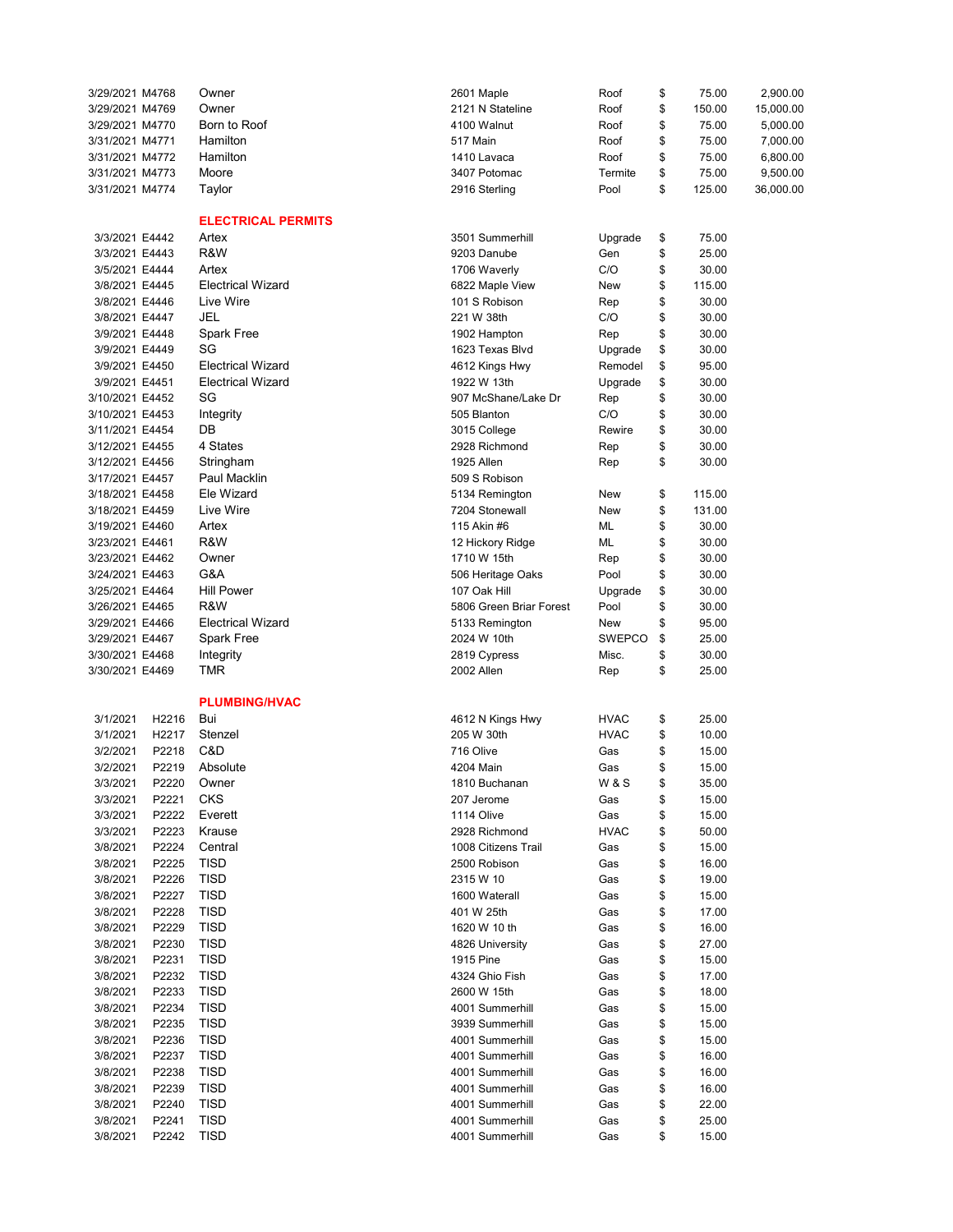| | | | | | | |
|---|---|---|---|---|---|---|
| 3/29/2021 | M4768 | Owner | 2601 Maple | Roof | $ 75.00 | 2,900.00 |
| 3/29/2021 | M4769 | Owner | 2121 N Stateline | Roof | $ 150.00 | 15,000.00 |
| 3/29/2021 | M4770 | Born to Roof | 4100 Walnut | Roof | $ 75.00 | 5,000.00 |
| 3/31/2021 | M4771 | Hamilton | 517 Main | Roof | $ 75.00 | 7,000.00 |
| 3/31/2021 | M4772 | Hamilton | 1410 Lavaca | Roof | $ 75.00 | 6,800.00 |
| 3/31/2021 | M4773 | Moore | 3407 Potomac | Termite | $ 75.00 | 9,500.00 |
| 3/31/2021 | M4774 | Taylor | 2916 Sterling | Pool | $ 125.00 | 36,000.00 |

## ELECTRICAL PERMITS

| | | | | | |
|---|---|---|---|---|---|
| 3/3/2021 | E4442 | Artex | 3501 Summerhill | Upgrade | $ 75.00 |
| 3/3/2021 | E4443 | R&W | 9203 Danube | Gen | $ 25.00 |
| 3/5/2021 | E4444 | Artex | 1706 Waverly | C/O | $ 30.00 |
| 3/8/2021 | E4445 | Electrical Wizard | 6822 Maple View | New | $ 115.00 |
| 3/8/2021 | E4446 | Live Wire | 101 S Robison | Rep | $ 30.00 |
| 3/8/2021 | E4447 | JEL | 221 W 38th | C/O | $ 30.00 |
| 3/9/2021 | E4448 | Spark Free | 1902 Hampton | Rep | $ 30.00 |
| 3/9/2021 | E4449 | SG | 1623 Texas Blvd | Upgrade | $ 30.00 |
| 3/9/2021 | E4450 | Electrical Wizard | 4612 Kings Hwy | Remodel | $ 95.00 |
| 3/9/2021 | E4451 | Electrical Wizard | 1922 W 13th | Upgrade | $ 30.00 |
| 3/10/2021 | E4452 | SG | 907 McShane/Lake Dr | Rep | $ 30.00 |
| 3/10/2021 | E4453 | Integrity | 505 Blanton | C/O | $ 30.00 |
| 3/11/2021 | E4454 | DB | 3015 College | Rewire | $ 30.00 |
| 3/12/2021 | E4455 | 4 States | 2928 Richmond | Rep | $ 30.00 |
| 3/12/2021 | E4456 | Stringham | 1925 Allen | Rep | $ 30.00 |
| 3/17/2021 | E4457 | Paul Macklin | 509 S Robison | | |
| 3/18/2021 | E4458 | Ele Wizard | 5134 Remington | New | $ 115.00 |
| 3/18/2021 | E4459 | Live Wire | 7204 Stonewall | New | $ 131.00 |
| 3/19/2021 | E4460 | Artex | 115 Akin #6 | ML | $ 30.00 |
| 3/23/2021 | E4461 | R&W | 12 Hickory Ridge | ML | $ 30.00 |
| 3/23/2021 | E4462 | Owner | 1710 W 15th | Rep | $ 30.00 |
| 3/24/2021 | E4463 | G&A | 506 Heritage Oaks | Pool | $ 30.00 |
| 3/25/2021 | E4464 | Hill Power | 107 Oak Hill | Upgrade | $ 30.00 |
| 3/26/2021 | E4465 | R&W | 5806 Green Briar Forest | Pool | $ 30.00 |
| 3/29/2021 | E4466 | Electrical Wizard | 5133 Remington | New | $ 95.00 |
| 3/29/2021 | E4467 | Spark Free | 2024 W 10th | SWEPCO | $ 25.00 |
| 3/30/2021 | E4468 | Integrity | 2819 Cypress | Misc. | $ 30.00 |
| 3/30/2021 | E4469 | TMR | 2002 Allen | Rep | $ 25.00 |

## PLUMBING/HVAC

| | | | | | |
|---|---|---|---|---|---|
| 3/1/2021 | H2216 | Bui | 4612 N Kings Hwy | HVAC | $ 25.00 |
| 3/1/2021 | H2217 | Stenzel | 205 W 30th | HVAC | $ 10.00 |
| 3/2/2021 | P2218 | C&D | 716 Olive | Gas | $ 15.00 |
| 3/2/2021 | P2219 | Absolute | 4204 Main | Gas | $ 15.00 |
| 3/3/2021 | P2220 | Owner | 1810 Buchanan | W & S | $ 35.00 |
| 3/3/2021 | P2221 | CKS | 207 Jerome | Gas | $ 15.00 |
| 3/3/2021 | P2222 | Everett | 1114 Olive | Gas | $ 15.00 |
| 3/3/2021 | P2223 | Krause | 2928 Richmond | HVAC | $ 50.00 |
| 3/8/2021 | P2224 | Central | 1008 Citizens Trail | Gas | $ 15.00 |
| 3/8/2021 | P2225 | TISD | 2500 Robison | Gas | $ 16.00 |
| 3/8/2021 | P2226 | TISD | 2315 W 10 | Gas | $ 19.00 |
| 3/8/2021 | P2227 | TISD | 1600 Waterall | Gas | $ 15.00 |
| 3/8/2021 | P2228 | TISD | 401 W 25th | Gas | $ 17.00 |
| 3/8/2021 | P2229 | TISD | 1620 W 10 th | Gas | $ 16.00 |
| 3/8/2021 | P2230 | TISD | 4826 University | Gas | $ 27.00 |
| 3/8/2021 | P2231 | TISD | 1915 Pine | Gas | $ 15.00 |
| 3/8/2021 | P2232 | TISD | 4324 Ghio Fish | Gas | $ 17.00 |
| 3/8/2021 | P2233 | TISD | 2600 W 15th | Gas | $ 18.00 |
| 3/8/2021 | P2234 | TISD | 4001 Summerhill | Gas | $ 15.00 |
| 3/8/2021 | P2235 | TISD | 3939 Summerhill | Gas | $ 15.00 |
| 3/8/2021 | P2236 | TISD | 4001 Summerhill | Gas | $ 15.00 |
| 3/8/2021 | P2237 | TISD | 4001 Summerhill | Gas | $ 16.00 |
| 3/8/2021 | P2238 | TISD | 4001 Summerhill | Gas | $ 16.00 |
| 3/8/2021 | P2239 | TISD | 4001 Summerhill | Gas | $ 16.00 |
| 3/8/2021 | P2240 | TISD | 4001 Summerhill | Gas | $ 22.00 |
| 3/8/2021 | P2241 | TISD | 4001 Summerhill | Gas | $ 25.00 |
| 3/8/2021 | P2242 | TISD | 4001 Summerhill | Gas | $ 15.00 |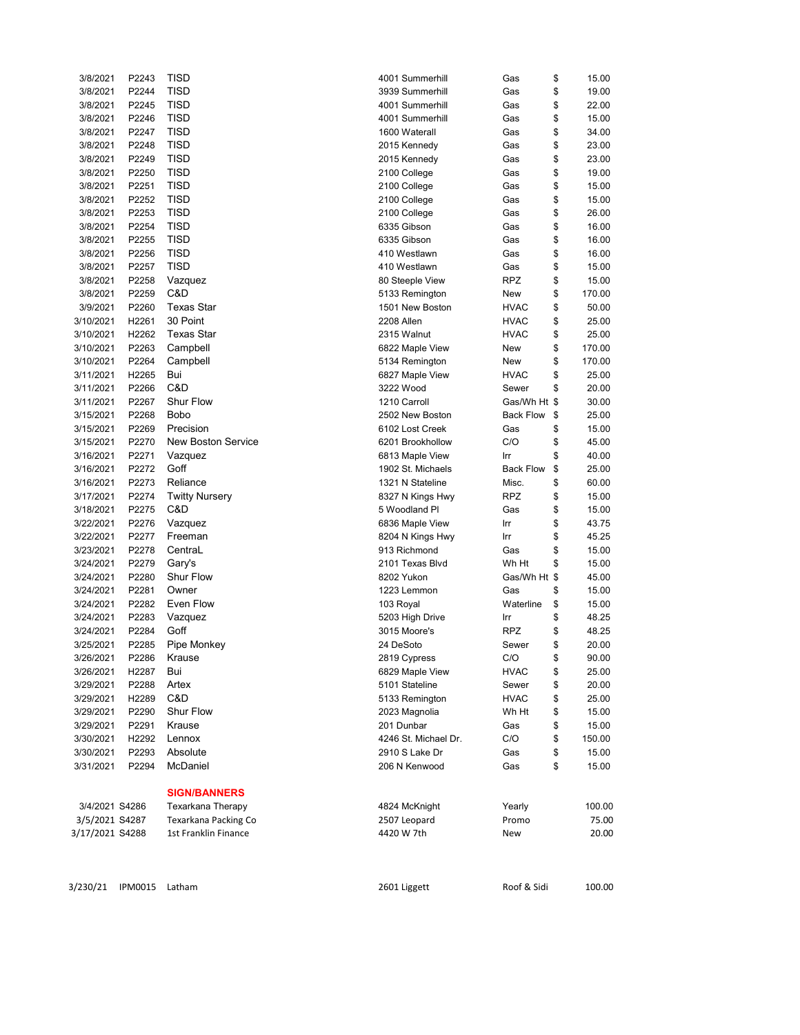| | | | | | | |
|---|---|---|---|---|---|---|
| 3/8/2021 | P2243 | TISD | 4001 Summerhill | Gas | $ | 15.00 |
| 3/8/2021 | P2244 | TISD | 3939 Summerhill | Gas | $ | 19.00 |
| 3/8/2021 | P2245 | TISD | 4001 Summerhill | Gas | $ | 22.00 |
| 3/8/2021 | P2246 | TISD | 4001 Summerhill | Gas | $ | 15.00 |
| 3/8/2021 | P2247 | TISD | 1600 Waterall | Gas | $ | 34.00 |
| 3/8/2021 | P2248 | TISD | 2015 Kennedy | Gas | $ | 23.00 |
| 3/8/2021 | P2249 | TISD | 2015 Kennedy | Gas | $ | 23.00 |
| 3/8/2021 | P2250 | TISD | 2100 College | Gas | $ | 19.00 |
| 3/8/2021 | P2251 | TISD | 2100 College | Gas | $ | 15.00 |
| 3/8/2021 | P2252 | TISD | 2100 College | Gas | $ | 15.00 |
| 3/8/2021 | P2253 | TISD | 2100 College | Gas | $ | 26.00 |
| 3/8/2021 | P2254 | TISD | 6335 Gibson | Gas | $ | 16.00 |
| 3/8/2021 | P2255 | TISD | 6335 Gibson | Gas | $ | 16.00 |
| 3/8/2021 | P2256 | TISD | 410 Westlawn | Gas | $ | 16.00 |
| 3/8/2021 | P2257 | TISD | 410 Westlawn | Gas | $ | 15.00 |
| 3/8/2021 | P2258 | Vazquez | 80 Steeple View | RPZ | $ | 15.00 |
| 3/8/2021 | P2259 | C&D | 5133 Remington | New | $ | 170.00 |
| 3/9/2021 | P2260 | Texas Star | 1501 New Boston | HVAC | $ | 50.00 |
| 3/10/2021 | H2261 | 30 Point | 2208 Allen | HVAC | $ | 25.00 |
| 3/10/2021 | H2262 | Texas Star | 2315 Walnut | HVAC | $ | 25.00 |
| 3/10/2021 | P2263 | Campbell | 6822 Maple View | New | $ | 170.00 |
| 3/10/2021 | P2264 | Campbell | 5134 Remington | New | $ | 170.00 |
| 3/11/2021 | H2265 | Bui | 6827 Maple View | HVAC | $ | 25.00 |
| 3/11/2021 | P2266 | C&D | 3222 Wood | Sewer | $ | 20.00 |
| 3/11/2021 | P2267 | Shur Flow | 1210 Carroll | Gas/Wh Ht | $ | 30.00 |
| 3/15/2021 | P2268 | Bobo | 2502 New Boston | Back Flow | $ | 25.00 |
| 3/15/2021 | P2269 | Precision | 6102 Lost Creek | Gas | $ | 15.00 |
| 3/15/2021 | P2270 | New Boston Service | 6201 Brookhollow | C/O | $ | 45.00 |
| 3/16/2021 | P2271 | Vazquez | 6813 Maple View | Irr | $ | 40.00 |
| 3/16/2021 | P2272 | Goff | 1902 St. Michaels | Back Flow | $ | 25.00 |
| 3/16/2021 | P2273 | Reliance | 1321 N Stateline | Misc. | $ | 60.00 |
| 3/17/2021 | P2274 | Twitty Nursery | 8327 N Kings Hwy | RPZ | $ | 15.00 |
| 3/18/2021 | P2275 | C&D | 5 Woodland Pl | Gas | $ | 15.00 |
| 3/22/2021 | P2276 | Vazquez | 6836 Maple View | Irr | $ | 43.75 |
| 3/22/2021 | P2277 | Freeman | 8204 N Kings Hwy | Irr | $ | 45.25 |
| 3/23/2021 | P2278 | CentraL | 913 Richmond | Gas | $ | 15.00 |
| 3/24/2021 | P2279 | Gary's | 2101 Texas Blvd | Wh Ht | $ | 15.00 |
| 3/24/2021 | P2280 | Shur Flow | 8202 Yukon | Gas/Wh Ht | $ | 45.00 |
| 3/24/2021 | P2281 | Owner | 1223 Lemmon | Gas | $ | 15.00 |
| 3/24/2021 | P2282 | Even Flow | 103 Royal | Waterline | $ | 15.00 |
| 3/24/2021 | P2283 | Vazquez | 5203 High Drive | Irr | $ | 48.25 |
| 3/24/2021 | P2284 | Goff | 3015 Moore's | RPZ | $ | 48.25 |
| 3/25/2021 | P2285 | Pipe Monkey | 24 DeSoto | Sewer | $ | 20.00 |
| 3/26/2021 | P2286 | Krause | 2819 Cypress | C/O | $ | 90.00 |
| 3/26/2021 | H2287 | Bui | 6829 Maple View | HVAC | $ | 25.00 |
| 3/29/2021 | P2288 | Artex | 5101 Stateline | Sewer | $ | 20.00 |
| 3/29/2021 | H2289 | C&D | 5133 Remington | HVAC | $ | 25.00 |
| 3/29/2021 | P2290 | Shur Flow | 2023 Magnolia | Wh Ht | $ | 15.00 |
| 3/29/2021 | P2291 | Krause | 201 Dunbar | Gas | $ | 15.00 |
| 3/30/2021 | H2292 | Lennox | 4246 St. Michael Dr. | C/O | $ | 150.00 |
| 3/30/2021 | P2293 | Absolute | 2910 S Lake Dr | Gas | $ | 15.00 |
| 3/31/2021 | P2294 | McDaniel | 206 N Kenwood | Gas | $ | 15.00 |

**SIGN/BANNERS**

| | | | | | |
|---|---|---|---|---|---|
| 3/4/2021 | S4286 | Texarkana Therapy | 4824 McKnight | Yearly | 100.00 |
| 3/5/2021 | S4287 | Texarkana Packing Co | 2507 Leopard | Promo | 75.00 |
| 3/17/2021 | S4288 | 1st Franklin Finance | 4420 W 7th | New | 20.00 |

| | | | | | |
|---|---|---|---|---|---|
| 3/230/21 | IPM0015 | Latham | 2601 Liggett | Roof & Sidi | 100.00 |